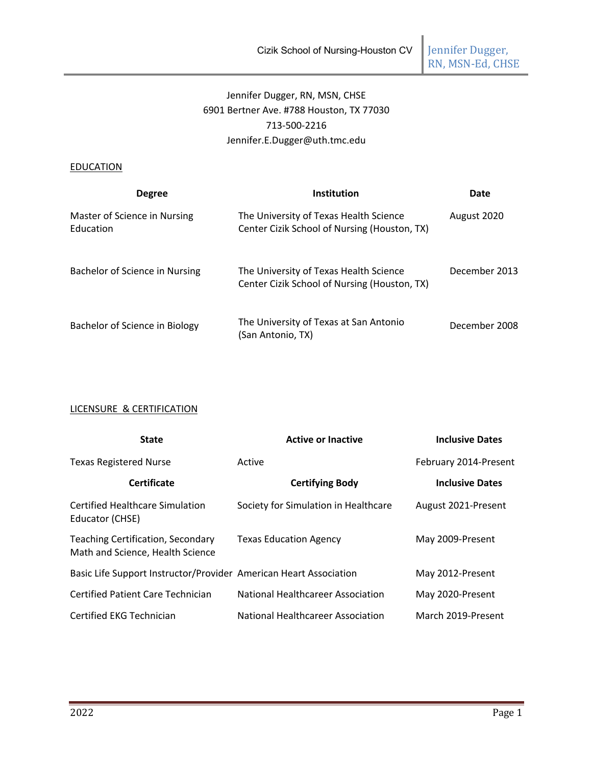Jennifer Dugger, RN, MSN, CHSE
6901 Bertner Ave. #788 Houston, TX 77030
713-500-2216
Jennifer.E.Dugger@uth.tmc.edu

## EDUCATION

| Degree | Institution | Date |
| --- | --- | --- |
| Master of Science in Nursing Education | The University of Texas Health Science Center Cizik School of Nursing (Houston, TX) | August 2020 |
| Bachelor of Science in Nursing | The University of Texas Health Science Center Cizik School of Nursing (Houston, TX) | December 2013 |
| Bachelor of Science in Biology | The University of Texas at San Antonio (San Antonio, TX) | December 2008 |

## LICENSURE & CERTIFICATION

| State | Active or Inactive | Inclusive Dates |
| --- | --- | --- |
| Texas Registered Nurse | Active | February 2014-Present |
| **Certificate** | **Certifying Body** | **Inclusive Dates** |
| Certified Healthcare Simulation Educator (CHSE) | Society for Simulation in Healthcare | August 2021-Present |
| Teaching Certification, Secondary Math and Science, Health Science | Texas Education Agency | May 2009-Present |
| Basic Life Support Instructor/Provider | American Heart Association | May 2012-Present |
| Certified Patient Care Technician | National Healthcareer Association | May 2020-Present |
| Certified EKG Technician | National Healthcareer Association | March 2019-Present |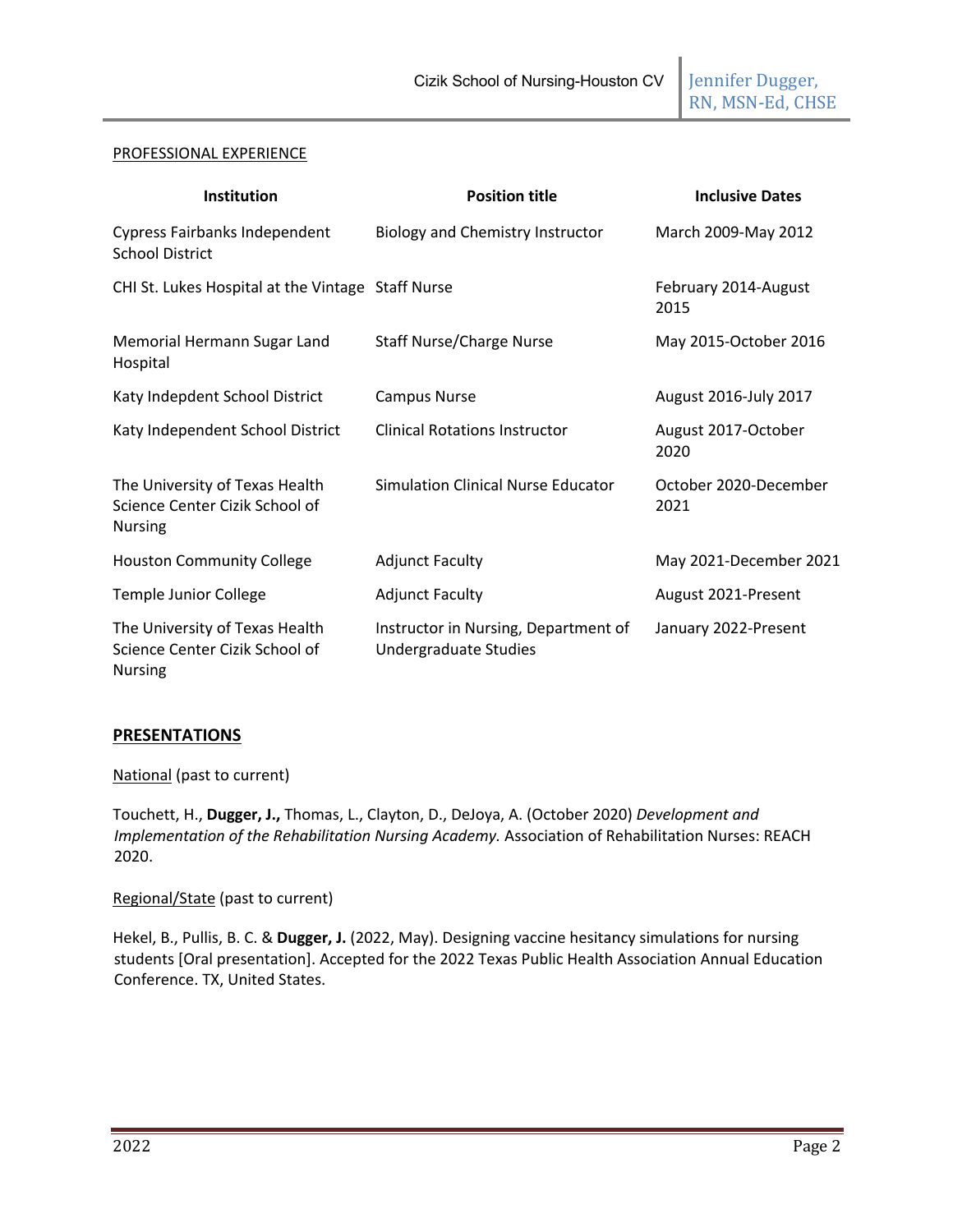PROFESSIONAL EXPERIENCE

| Institution | Position title | Inclusive Dates |
| --- | --- | --- |
| Cypress Fairbanks Independent School District | Biology and Chemistry Instructor | March 2009-May 2012 |
| CHI St. Lukes Hospital at the Vintage | Staff Nurse | February 2014-August 2015 |
| Memorial Hermann Sugar Land Hospital | Staff Nurse/Charge Nurse | May 2015-October 2016 |
| Katy Indepdent School District | Campus Nurse | August 2016-July 2017 |
| Katy Independent School District | Clinical Rotations Instructor | August 2017-October 2020 |
| The University of Texas Health Science Center Cizik School of Nursing | Simulation Clinical Nurse Educator | October 2020-December 2021 |
| Houston Community College | Adjunct Faculty | May 2021-December 2021 |
| Temple Junior College | Adjunct Faculty | August 2021-Present |
| The University of Texas Health Science Center Cizik School of Nursing | Instructor in Nursing, Department of Undergraduate Studies | January 2022-Present |

## PRESENTATIONS

National (past to current)

Touchett, H., **Dugger, J.,** Thomas, L., Clayton, D., DeJoya, A. (October 2020) *Development and Implementation of the Rehabilitation Nursing Academy.* Association of Rehabilitation Nurses: REACH 2020.

Regional/State (past to current)

Hekel, B., Pullis, B. C. & **Dugger, J.** (2022, May). Designing vaccine hesitancy simulations for nursing students [Oral presentation]. Accepted for the 2022 Texas Public Health Association Annual Education Conference. TX, United States.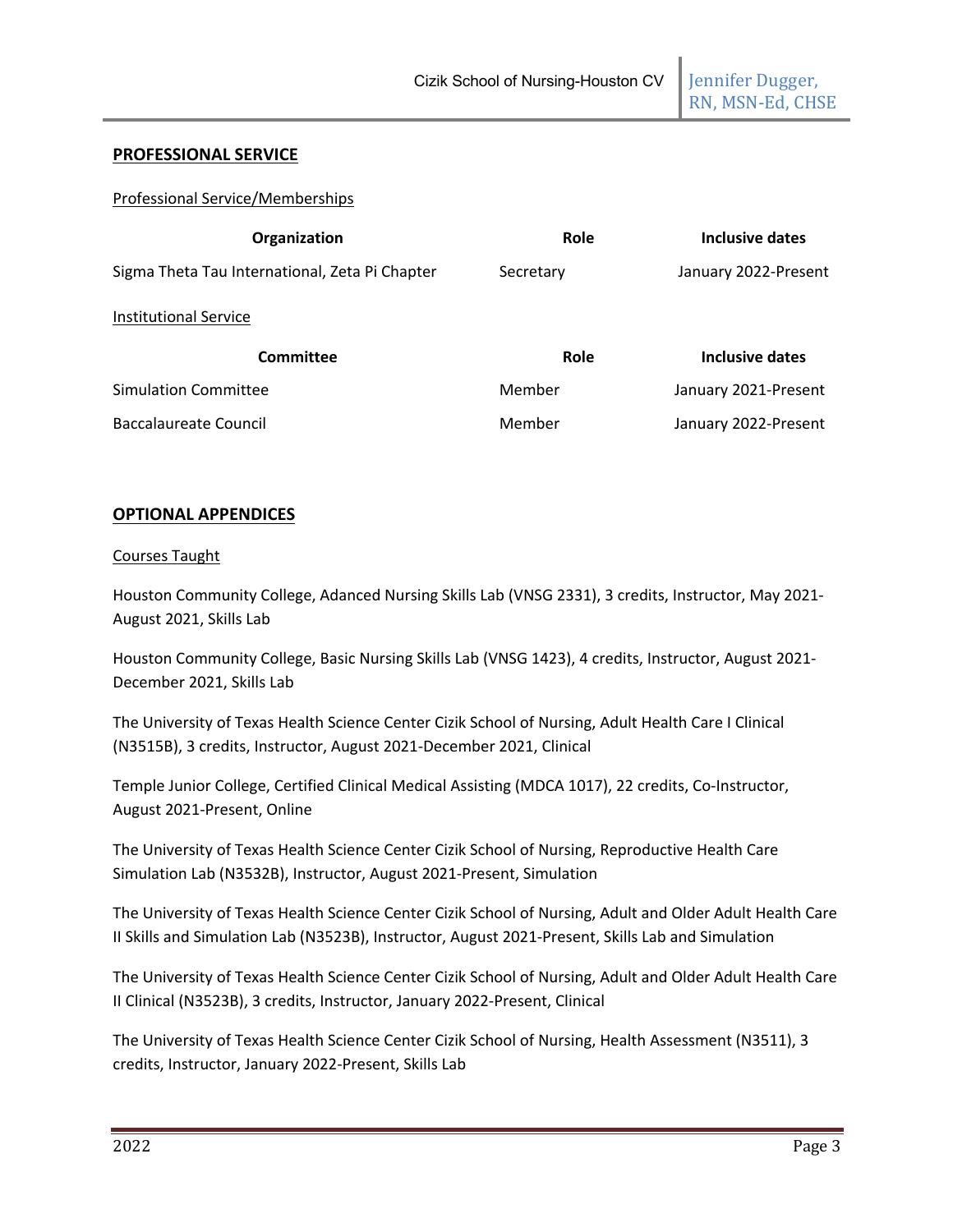## PROFESSIONAL SERVICE

### Professional Service/Memberships

| Organization | Role | Inclusive dates |
|---|---|---|
| Sigma Theta Tau International, Zeta Pi Chapter | Secretary | January 2022-Present |

### Institutional Service

| Committee | Role | Inclusive dates |
|---|---|---|
| Simulation Committee | Member | January 2021-Present |
| Baccalaureate Council | Member | January 2022-Present |

## OPTIONAL APPENDICES

### Courses Taught

Houston Community College, Adanced Nursing Skills Lab (VNSG 2331), 3 credits, Instructor, May 2021-August 2021, Skills Lab

Houston Community College, Basic Nursing Skills Lab (VNSG 1423), 4 credits, Instructor, August 2021-December 2021, Skills Lab

The University of Texas Health Science Center Cizik School of Nursing, Adult Health Care I Clinical (N3515B), 3 credits, Instructor, August 2021-December 2021, Clinical

Temple Junior College, Certified Clinical Medical Assisting (MDCA 1017), 22 credits, Co-Instructor, August 2021-Present, Online

The University of Texas Health Science Center Cizik School of Nursing, Reproductive Health Care Simulation Lab (N3532B), Instructor, August 2021-Present, Simulation

The University of Texas Health Science Center Cizik School of Nursing, Adult and Older Adult Health Care II Skills and Simulation Lab (N3523B), Instructor, August 2021-Present, Skills Lab and Simulation

The University of Texas Health Science Center Cizik School of Nursing, Adult and Older Adult Health Care II Clinical (N3523B), 3 credits, Instructor, January 2022-Present, Clinical

The University of Texas Health Science Center Cizik School of Nursing, Health Assessment (N3511), 3 credits, Instructor, January 2022-Present, Skills Lab